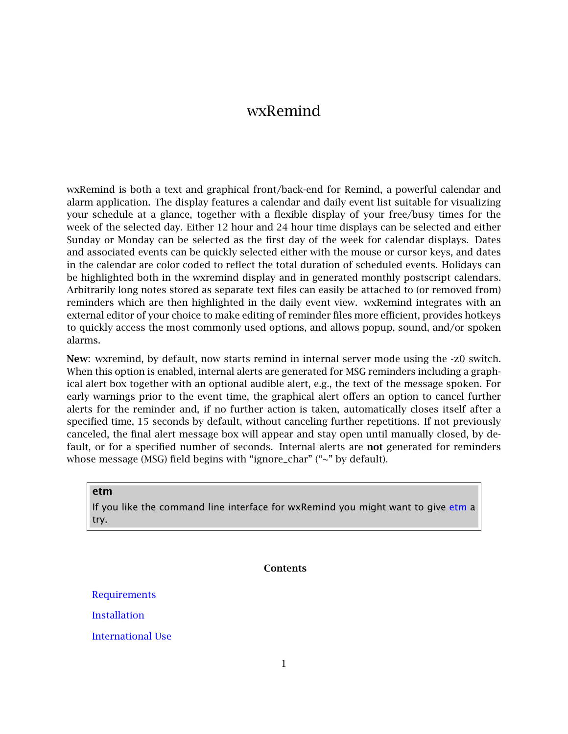# wxRemind

wxRemind is both a text and graphical front/back-end for Remind, a powerful calendar and alarm application. The display features a calendar and daily event list suitable for visualizing your schedule at a glance, together with a flexible display of your free/busy times for the week of the selected day. Either 12 hour and 24 hour time displays can be selected and either Sunday or Monday can be selected as the first day of the week for calendar displays. Dates and associated events can be quickly selected either with the mouse or cursor keys, and dates in the calendar are color coded to reflect the total duration of scheduled events. Holidays can be highlighted both in the wxremind display and in generated monthly postscript calendars. Arbitrarily long notes stored as separate text files can easily be attached to (or removed from) reminders which are then highlighted in the daily event view. wxRemind integrates with an external editor of your choice to make editing of reminder files more efficient, provides hotkeys to quickly access the most commonly used options, and allows popup, sound, and/or spoken alarms.

**New**: wxremind, by default, now starts remind in internal server mode using the -z0 switch. When this option is enabled, internal alerts are generated for MSG reminders including a graphical alert box together with an optional audible alert, e.g., the text of the message spoken. For early warnings prior to the event time, the graphical alert offers an option to cancel further alerts for the reminder and, if no further action is taken, automatically closes itself after a specified time, 15 seconds by default, without canceling further repetitions. If not previously canceled, the final alert message box will appear and stay open until manually closed, by default, or for a specified number of seconds. Internal alerts are **not** generated for reminders whose message (MSG) field begins with “ignore_char” (“~” by default).

> **etm**
>
> If you like the command line interface for wxRemind you might want to give etm a try.

**Contents**

- Requirements
- Installation
- International Use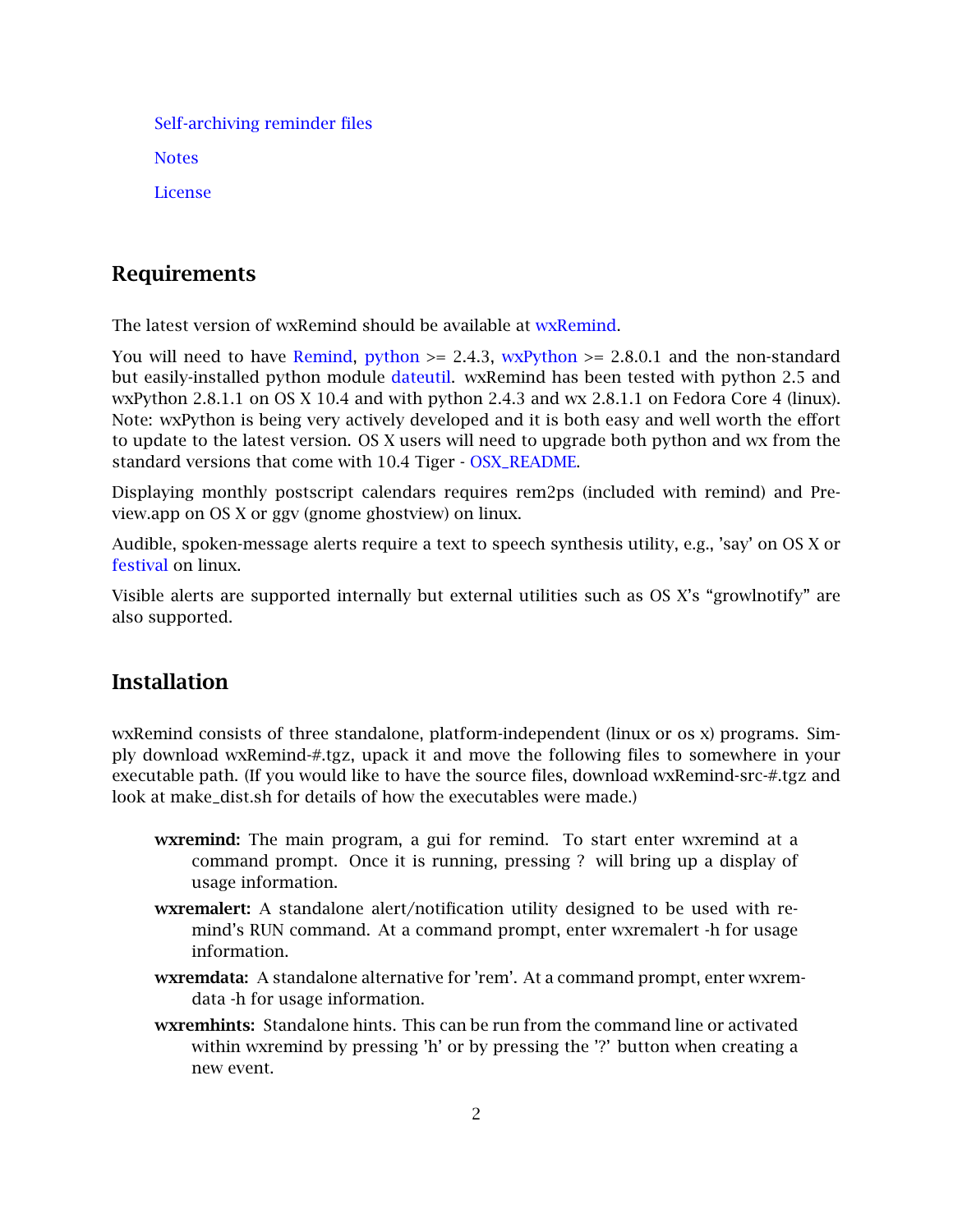Self-archiving reminder files

Notes

License

## Requirements

The latest version of wxRemind should be available at wxRemind.

You will need to have Remind, python >= 2.4.3, wxPython >= 2.8.0.1 and the non-standard but easily-installed python module dateutil. wxRemind has been tested with python 2.5 and wxPython 2.8.1.1 on OS X 10.4 and with python 2.4.3 and wx 2.8.1.1 on Fedora Core 4 (linux). Note: wxPython is being very actively developed and it is both easy and well worth the effort to update to the latest version. OS X users will need to upgrade both python and wx from the standard versions that come with 10.4 Tiger - OSX_README.

Displaying monthly postscript calendars requires rem2ps (included with remind) and Preview.app on OS X or ggv (gnome ghostview) on linux.

Audible, spoken-message alerts require a text to speech synthesis utility, e.g., 'say' on OS X or festival on linux.

Visible alerts are supported internally but external utilities such as OS X's "growlnotify" are also supported.

## Installation

wxRemind consists of three standalone, platform-independent (linux or os x) programs. Simply download wxRemind-#.tgz, upack it and move the following files to somewhere in your executable path. (If you would like to have the source files, download wxRemind-src-#.tgz and look at make_dist.sh for details of how the executables were made.)

**wxremind:** The main program, a gui for remind. To start enter wxremind at a command prompt. Once it is running, pressing ? will bring up a display of usage information.

**wxremalert:** A standalone alert/notification utility designed to be used with remind's RUN command. At a command prompt, enter wxremalert -h for usage information.

**wxremdata:** A standalone alternative for 'rem'. At a command prompt, enter wxremdata -h for usage information.

**wxremhints:** Standalone hints. This can be run from the command line or activated within wxremind by pressing 'h' or by pressing the '?' button when creating a new event.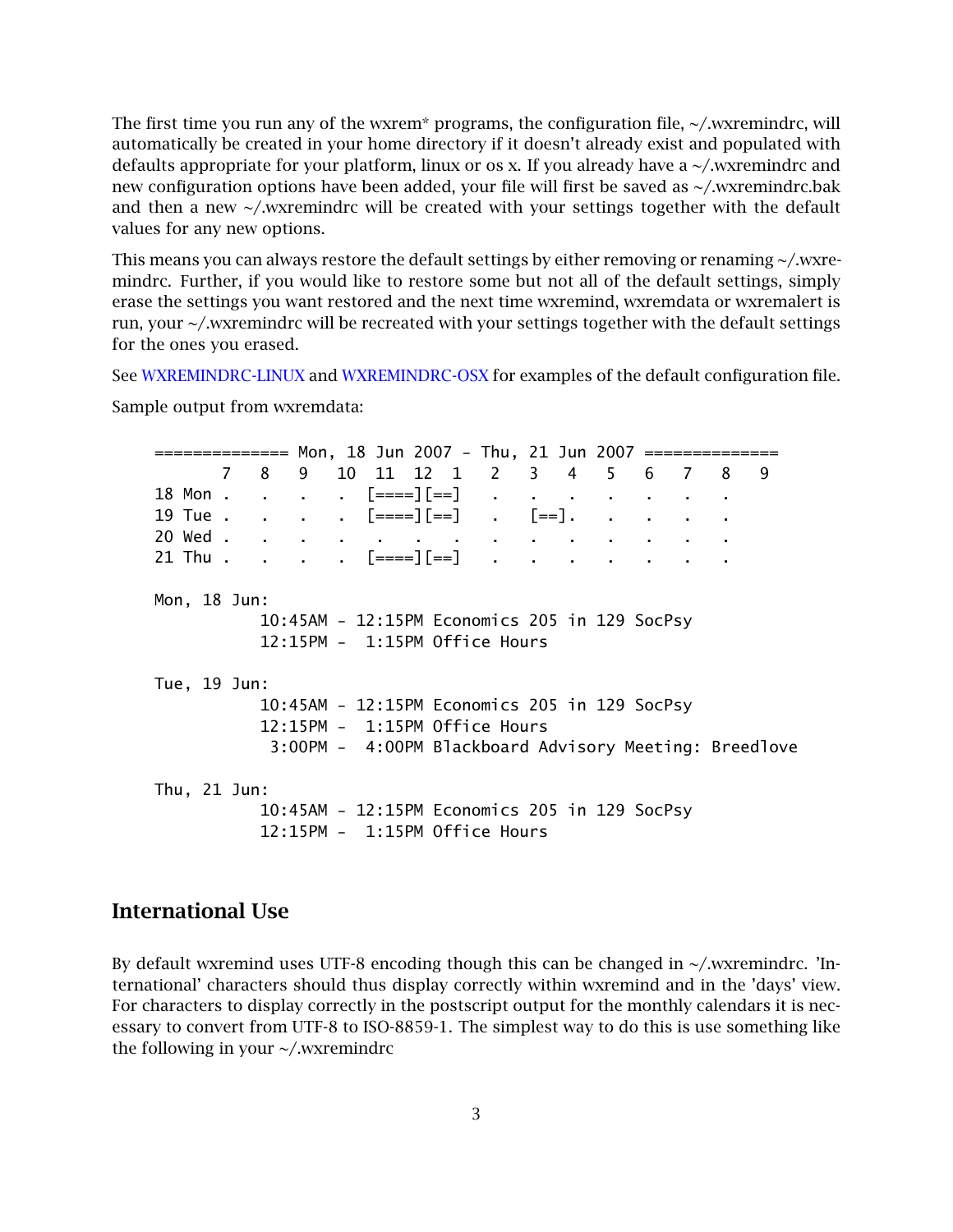The first time you run any of the wxrem* programs, the configuration file, ~/.wxremindrc, will automatically be created in your home directory if it doesn't already exist and populated with defaults appropriate for your platform, linux or os x. If you already have a ~/.wxremindrc and new configuration options have been added, your file will first be saved as ~/.wxremindrc.bak and then a new ~/.wxremindrc will be created with your settings together with the default values for any new options.

This means you can always restore the default settings by either removing or renaming ~/.wxremindrc. Further, if you would like to restore some but not all of the default settings, simply erase the settings you want restored and the next time wxremind, wxremdata or wxremalert is run, your ~/.wxremindrc will be recreated with your settings together with the default settings for the ones you erased.

See WXREMINDRC-LINUX and WXREMINDRC-OSX for examples of the default configuration file.

Sample output from wxremdata:

```
============== Mon, 18 Jun 2007 - Thu, 21 Jun 2007 ==============
       7   8   9   10  11  12  1   2   3   4   5   6   7   8   9
18 Mon .   .   .   .  [====][==]   .   .   .   .   .   .   .
19 Tue .   .   .   .  [====][==]   .  [==].    .   .   .   .
20 Wed .   .   .   .   .   .   .   .   .   .   .   .   .   .
21 Thu .   .   .   .  [====][==]   .   .   .   .   .   .   .

Mon, 18 Jun:
           10:45AM - 12:15PM Economics 205 in 129 SocPsy
           12:15PM -  1:15PM Office Hours

Tue, 19 Jun:
           10:45AM - 12:15PM Economics 205 in 129 SocPsy
           12:15PM -  1:15PM Office Hours
            3:00PM -  4:00PM Blackboard Advisory Meeting: Breedlove

Thu, 21 Jun:
           10:45AM - 12:15PM Economics 205 in 129 SocPsy
           12:15PM -  1:15PM Office Hours
```

## International Use

By default wxremind uses UTF-8 encoding though this can be changed in ~/.wxremindrc. 'International' characters should thus display correctly within wxremind and in the 'days' view. For characters to display correctly in the postscript output for the monthly calendars it is necessary to convert from UTF-8 to ISO-8859-1. The simplest way to do this is use something like the following in your ~/.wxremindrc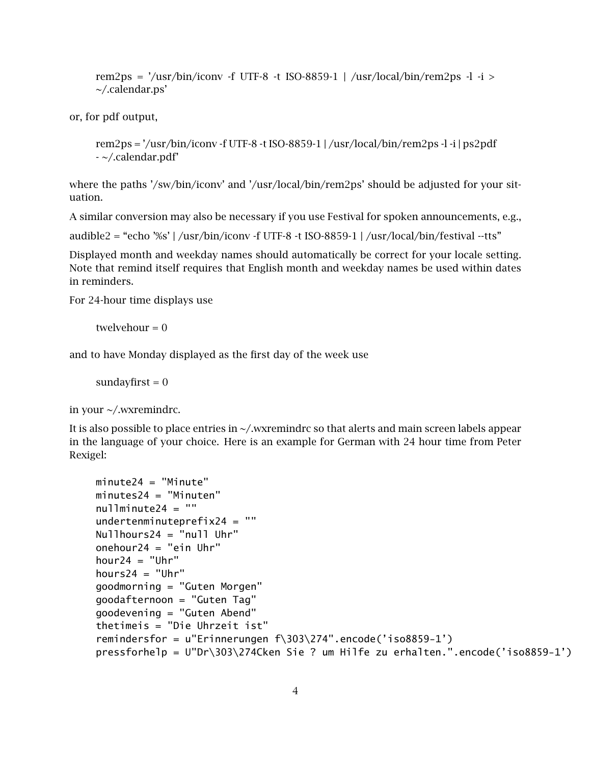rem2ps = '/usr/bin/iconv -f UTF-8 -t ISO-8859-1 | /usr/local/bin/rem2ps -l -i > ~/.calendar.ps'

or, for pdf output,

rem2ps = '/usr/bin/iconv -f UTF-8 -t ISO-8859-1 | /usr/local/bin/rem2ps -l -i | ps2pdf - ~/.calendar.pdf'

where the paths '/sw/bin/iconv' and '/usr/local/bin/rem2ps' should be adjusted for your situation.

A similar conversion may also be necessary if you use Festival for spoken announcements, e.g.,

audible2 = "echo '%s' | /usr/bin/iconv -f UTF-8 -t ISO-8859-1 | /usr/local/bin/festival --tts"

Displayed month and weekday names should automatically be correct for your locale setting. Note that remind itself requires that English month and weekday names be used within dates in reminders.

For 24-hour time displays use

twelvehour = 0

and to have Monday displayed as the first day of the week use

sundayfirst = 0

in your ~/.wxremindrc.

It is also possible to place entries in ~/.wxremindrc so that alerts and main screen labels appear in the language of your choice. Here is an example for German with 24 hour time from Peter Rexigel:

```
minute24 = "Minute"
minutes24 = "Minuten"
nullminute24 = ""
undertenminuteprefix24 = ""
Nullhours24 = "null Uhr"
onehour24 = "ein Uhr"
hour24 = "Uhr"
hours24 = "Uhr"
goodmorning = "Guten Morgen"
goodafternoon = "Guten Tag"
goodevening = "Guten Abend"
thetimeis = "Die Uhrzeit ist"
remindersfor = u"Erinnerungen f\303\274".encode('iso8859-1')
pressforhelp = U"Dr\303\274Cken Sie ? um Hilfe zu erhalten.".encode('iso8859-1')
```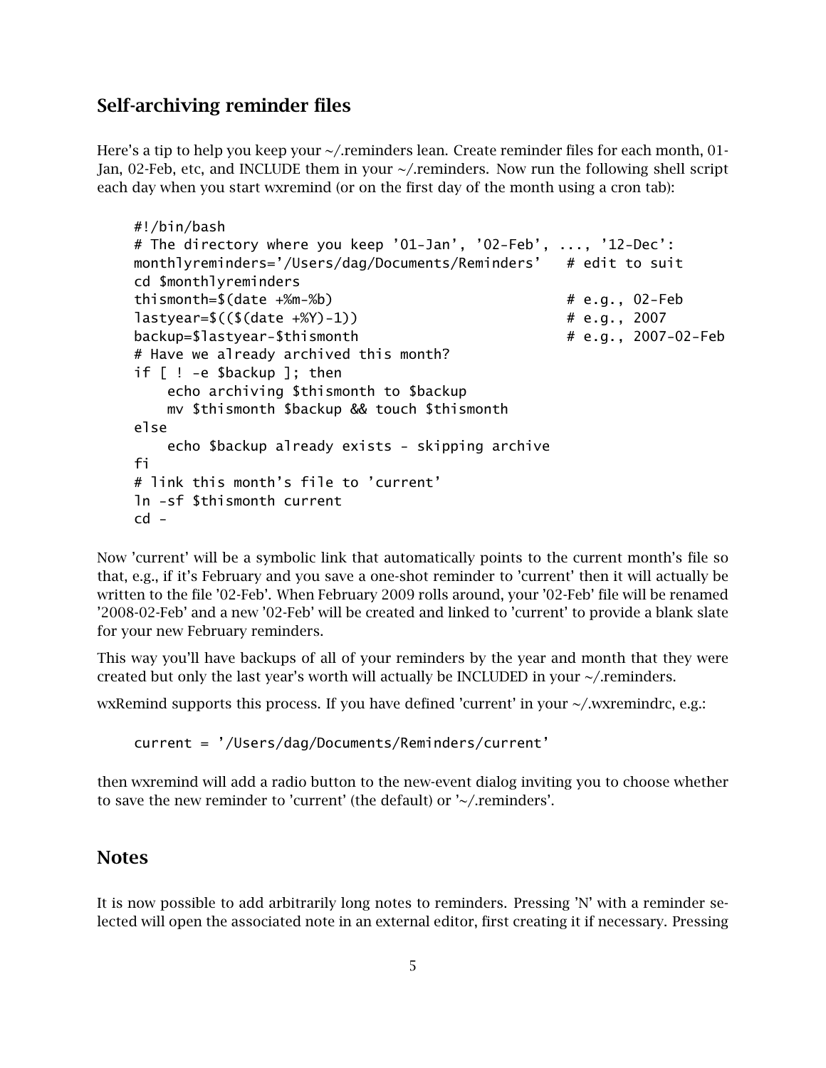## Self-archiving reminder files

Here's a tip to help you keep your ~/.reminders lean. Create reminder files for each month, 01-Jan, 02-Feb, etc, and INCLUDE them in your ~/.reminders. Now run the following shell script each day when you start wxremind (or on the first day of the month using a cron tab):

```
#!/bin/bash
# The directory where you keep '01-Jan', '02-Feb', ..., '12-Dec':
monthlyreminders='/Users/dag/Documents/Reminders'   # edit to suit
cd $monthlyreminders
thismonth=$(date +%m-%b)                            # e.g., 02-Feb
lastyear=$(($(date +%Y)-1))                         # e.g., 2007
backup=$lastyear-$thismonth                         # e.g., 2007-02-Feb
# Have we already archived this month?
if [ ! -e $backup ]; then
    echo archiving $thismonth to $backup
    mv $thismonth $backup && touch $thismonth
else
    echo $backup already exists - skipping archive
fi
# link this month's file to 'current'
ln -sf $thismonth current
cd -
```

Now 'current' will be a symbolic link that automatically points to the current month's file so that, e.g., if it's February and you save a one-shot reminder to 'current' then it will actually be written to the file '02-Feb'. When February 2009 rolls around, your '02-Feb' file will be renamed '2008-02-Feb' and a new '02-Feb' will be created and linked to 'current' to provide a blank slate for your new February reminders.

This way you'll have backups of all of your reminders by the year and month that they were created but only the last year's worth will actually be INCLUDED in your ~/.reminders.

wxRemind supports this process. If you have defined 'current' in your ~/.wxremindrc, e.g.:

```
current = '/Users/dag/Documents/Reminders/current'
```

then wxremind will add a radio button to the new-event dialog inviting you to choose whether to save the new reminder to 'current' (the default) or '~/.reminders'.

## Notes

It is now possible to add arbitrarily long notes to reminders. Pressing 'N' with a reminder selected will open the associated note in an external editor, first creating it if necessary. Pressing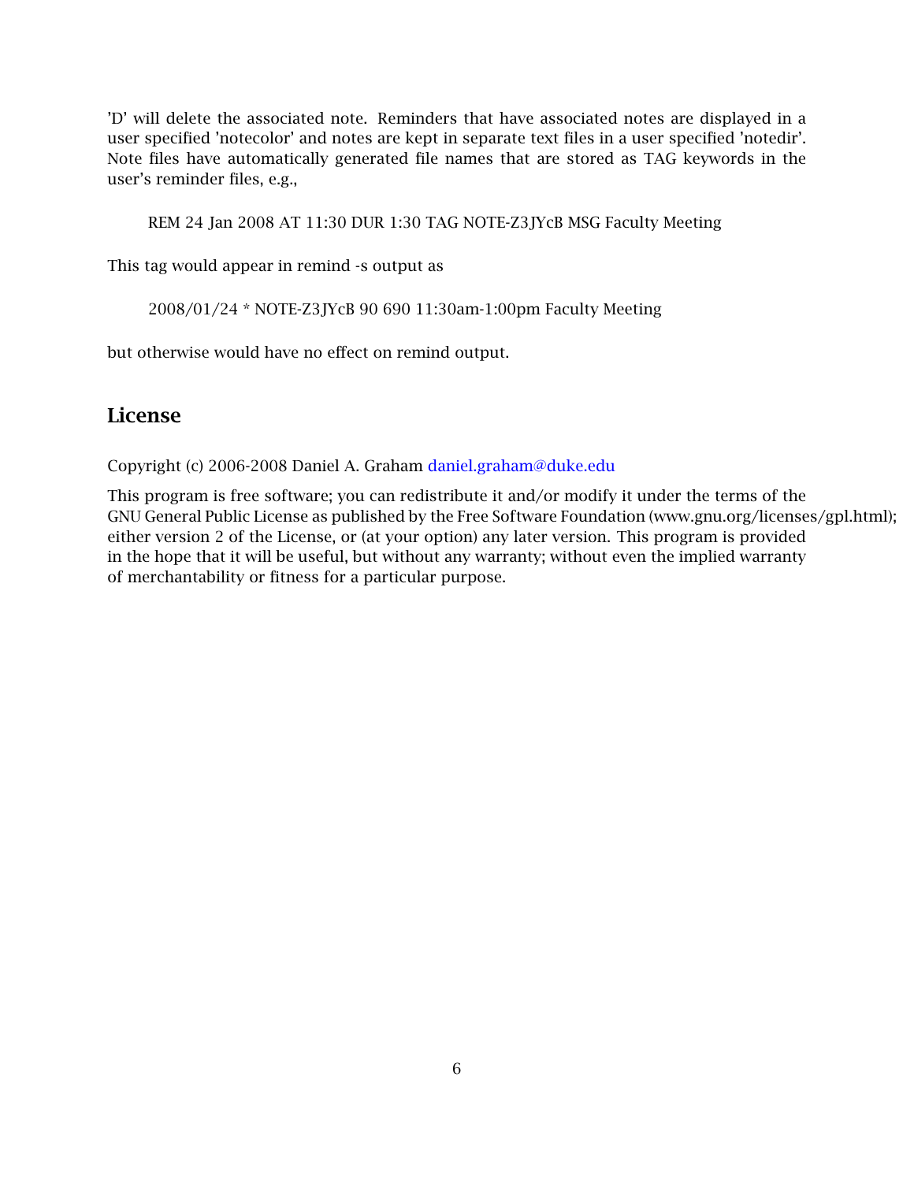'D' will delete the associated note. Reminders that have associated notes are displayed in a user specified 'notecolor' and notes are kept in separate text files in a user specified 'notedir'. Note files have automatically generated file names that are stored as TAG keywords in the user's reminder files, e.g.,

```
REM 24 Jan 2008 AT 11:30 DUR 1:30 TAG NOTE-Z3JYcB MSG Faculty Meeting
```

This tag would appear in remind -s output as

```
2008/01/24 * NOTE-Z3JYcB 90 690 11:30am-1:00pm Faculty Meeting
```

but otherwise would have no effect on remind output.

## License

Copyright (c) 2006-2008 Daniel A. Graham daniel.graham@duke.edu

This program is free software; you can redistribute it and/or modify it under the terms of the GNU General Public License as published by the Free Software Foundation (www.gnu.org/licenses/gpl.html); either version 2 of the License, or (at your option) any later version. This program is provided in the hope that it will be useful, but without any warranty; without even the implied warranty of merchantability or fitness for a particular purpose.